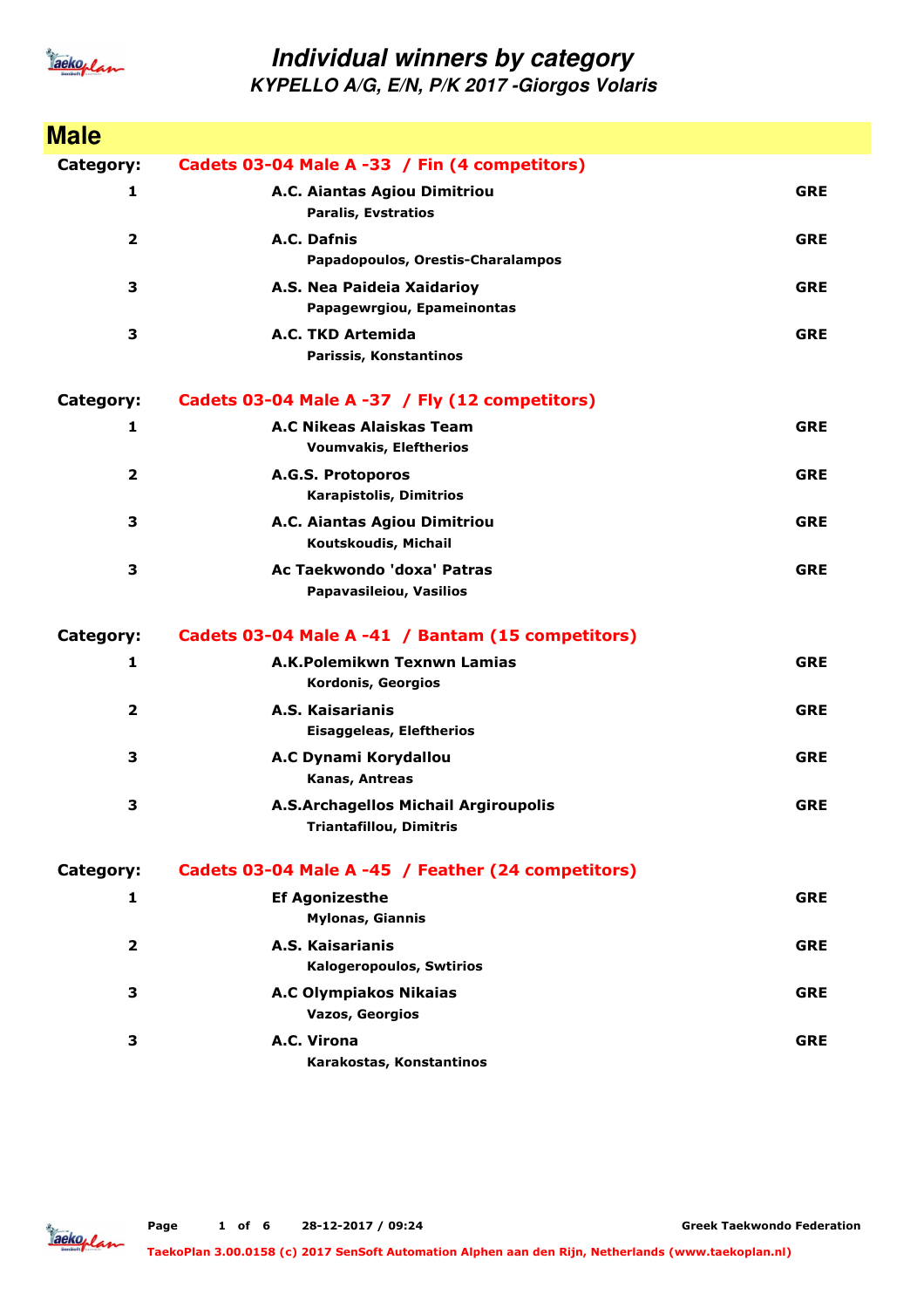# Individual winners by category

## KYPELLO A/G, E/N, P/K 2017 -Giorgos Volaris

## Male

**Category:** **Cadets 03-04 Male A -33 / Fin (4 competitors)**

| Place | Club / Competitor | Country |
|---|---|---|
| 1 | **A.C. Aiantas Agiou Dimitriou**<br>Paralis, Evstratios | GRE |
| 2 | **A.C. Dafnis**<br>Papadopoulos, Orestis-Charalampos | GRE |
| 3 | **A.S. Nea Paideia Xaidarioy**<br>Papagewrgiou, Epameinontas | GRE |
| 3 | **A.C. TKD Artemida**<br>Parissis, Konstantinos | GRE |

**Category:** **Cadets 03-04 Male A -37 / Fly (12 competitors)**

| Place | Club / Competitor | Country |
|---|---|---|
| 1 | **A.C Nikeas Alaiskas Team**<br>Voumvakis, Eleftherios | GRE |
| 2 | **A.G.S. Protoporos**<br>Karapistolis, Dimitrios | GRE |
| 3 | **A.C. Aiantas Agiou Dimitriou**<br>Koutskoudis, Michail | GRE |
| 3 | **Ac Taekwondo 'doxa' Patras**<br>Papavasileiou, Vasilios | GRE |

**Category:** **Cadets 03-04 Male A -41 / Bantam (15 competitors)**

| Place | Club / Competitor | Country |
|---|---|---|
| 1 | **A.K.Polemikwn Texnwn Lamias**<br>Kordonis, Georgios | GRE |
| 2 | **A.S. Kaisarianis**<br>Eisaggeleas, Eleftherios | GRE |
| 3 | **A.C Dynami Korydallou**<br>Kanas, Antreas | GRE |
| 3 | **A.S.Archagellos Michail Argiroupolis**<br>Triantafillou, Dimitris | GRE |

**Category:** **Cadets 03-04 Male A -45 / Feather (24 competitors)**

| Place | Club / Competitor | Country |
|---|---|---|
| 1 | **Ef Agonizesthe**<br>Mylonas, Giannis | GRE |
| 2 | **A.S. Kaisarianis**<br>Kalogeropoulos, Swtirios | GRE |
| 3 | **A.C Olympiakos Nikaias**<br>Vazos, Georgios | GRE |
| 3 | **A.C. Virona**<br>Karakostas, Konstantinos | GRE |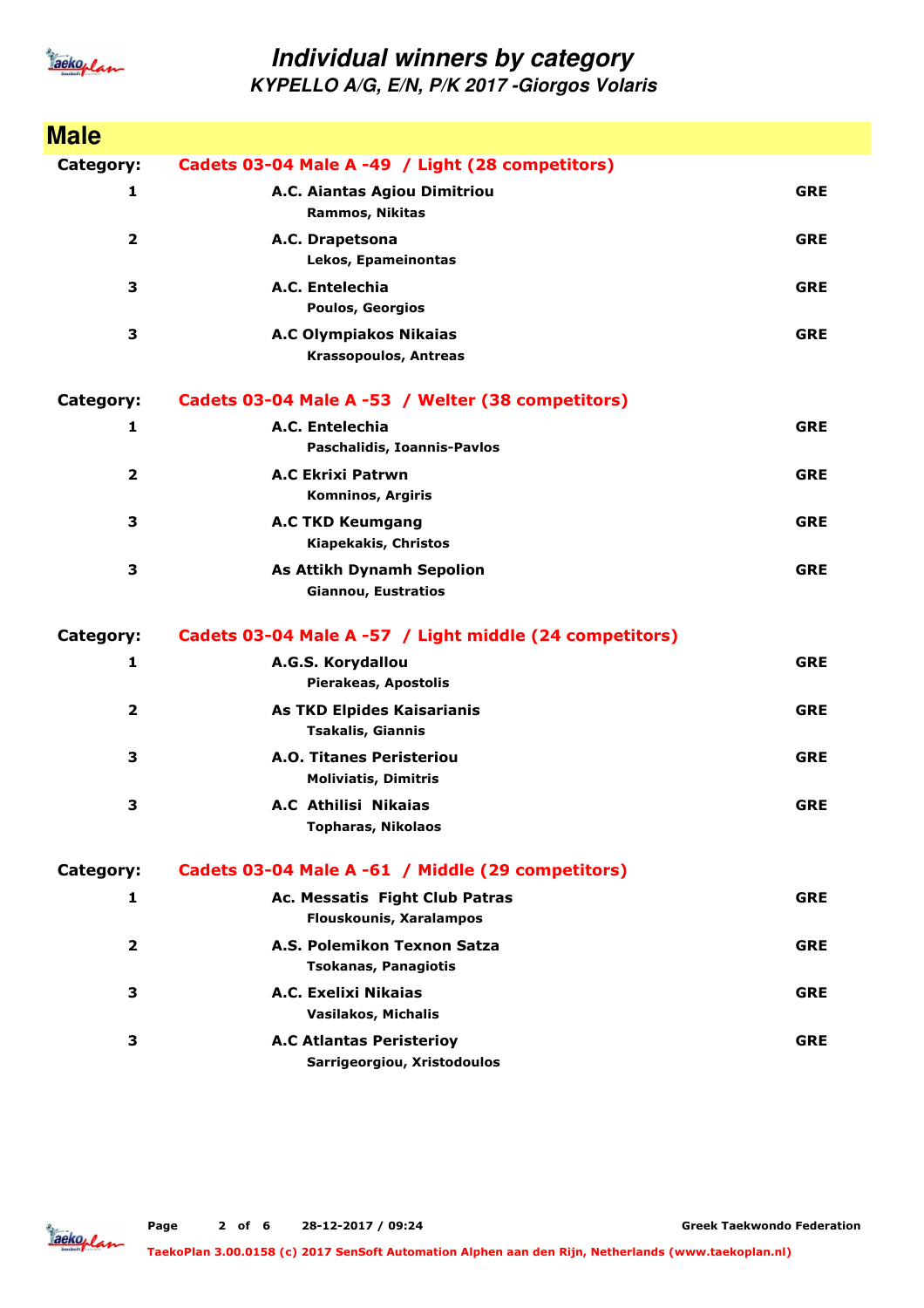# Individual winners by category

## KYPELLO A/G, E/N, P/K 2017 -Giorgos Volaris

## Male

**Category:** Cadets 03-04 Male A -49 / Light (28 competitors)

| Place | Club / Name | Country |
|---|---|---|
| 1 | A.C. Aiantas Agiou Dimitriou<br>Rammos, Nikitas | GRE |
| 2 | A.C. Drapetsona<br>Lekos, Epameinontas | GRE |
| 3 | A.C. Entelechia<br>Poulos, Georgios | GRE |
| 3 | A.C Olympiakos Nikaias<br>Krassopoulos, Antreas | GRE |

**Category:** Cadets 03-04 Male A -53 / Welter (38 competitors)

| Place | Club / Name | Country |
|---|---|---|
| 1 | A.C. Entelechia<br>Paschalidis, Ioannis-Pavlos | GRE |
| 2 | A.C Ekrixi Patrwn<br>Komninos, Argiris | GRE |
| 3 | A.C TKD Keumgang<br>Kiapekakis, Christos | GRE |
| 3 | As Attikh Dynamh Sepolion<br>Giannou, Eustratios | GRE |

**Category:** Cadets 03-04 Male A -57 / Light middle (24 competitors)

| Place | Club / Name | Country |
|---|---|---|
| 1 | A.G.S. Korydallou<br>Pierakeas, Apostolis | GRE |
| 2 | As TKD Elpides Kaisarianis<br>Tsakalis, Giannis | GRE |
| 3 | A.O. Titanes Peristeriou<br>Moliviatis, Dimitris | GRE |
| 3 | A.C Athilisi Nikaias<br>Topharas, Nikolaos | GRE |

**Category:** Cadets 03-04 Male A -61 / Middle (29 competitors)

| Place | Club / Name | Country |
|---|---|---|
| 1 | Ac. Messatis Fight Club Patras<br>Flouskounis, Xaralampos | GRE |
| 2 | A.S. Polemikon Texnon Satza<br>Tsokanas, Panagiotis | GRE |
| 3 | A.C. Exelixi Nikaias<br>Vasilakos, Michalis | GRE |
| 3 | A.C Atlantas Peristerioy<br>Sarrigeorgiou, Xristodoulos | GRE |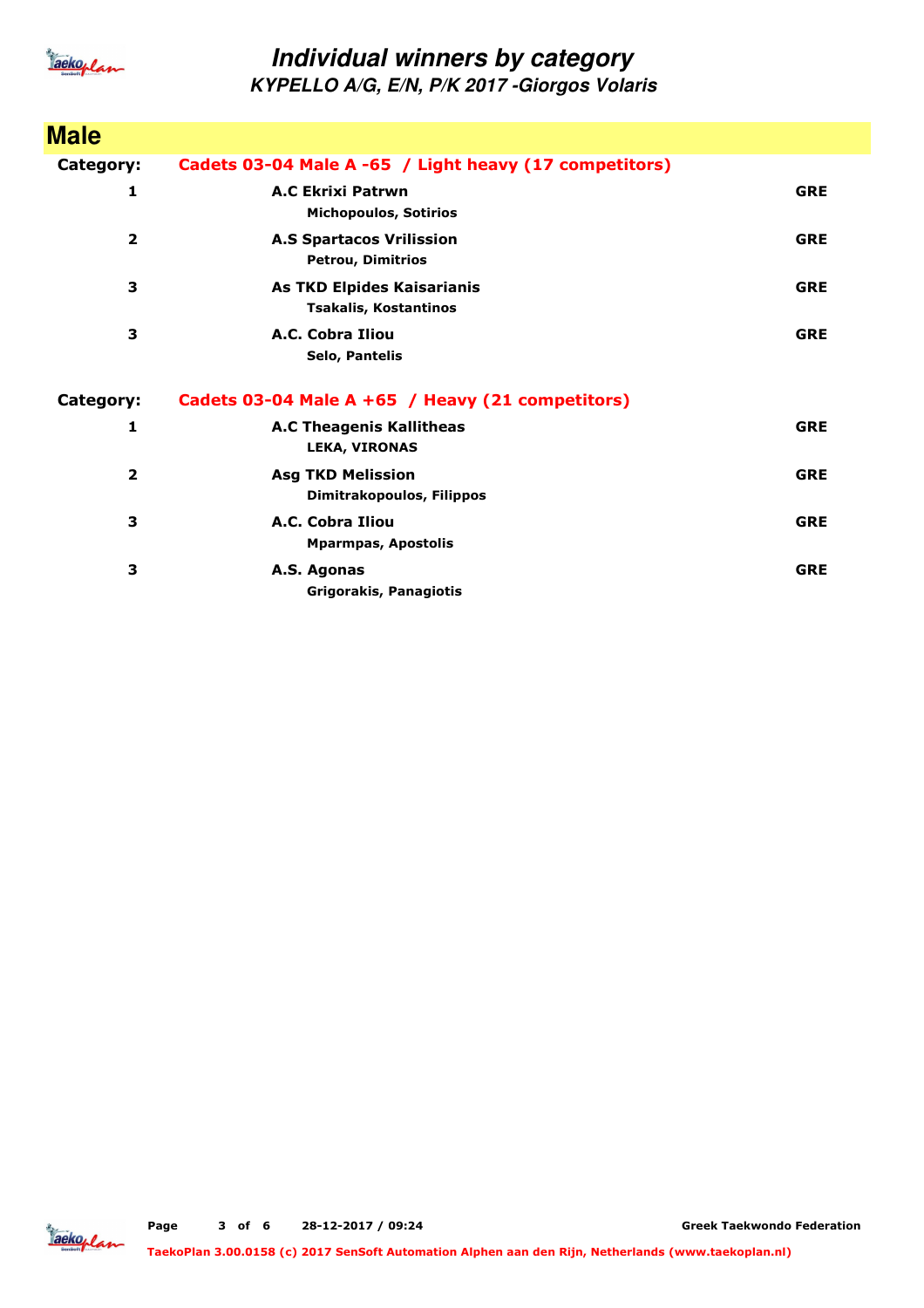# Individual winners by category

## KYPELLO A/G, E/N, P/K 2017 -Giorgos Volaris

## Male

**Category:** Cadets 03-04 Male A -65 / Light heavy (17 competitors)

| Place | Club / Name | Country |
|---|---|---|
| 1 | **A.C Ekrixi Patrwn**<br>Michopoulos, Sotirios | GRE |
| 2 | **A.S Spartacos Vrilission**<br>Petrou, Dimitrios | GRE |
| 3 | **As TKD Elpides Kaisarianis**<br>Tsakalis, Kostantinos | GRE |
| 3 | **A.C. Cobra Iliou**<br>Selo, Pantelis | GRE |

**Category:** Cadets 03-04 Male A +65 / Heavy (21 competitors)

| Place | Club / Name | Country |
|---|---|---|
| 1 | **A.C Theagenis Kallitheas**<br>LEKA, VIRONAS | GRE |
| 2 | **Asg TKD Melission**<br>Dimitrakopoulos, Filippos | GRE |
| 3 | **A.C. Cobra Iliou**<br>Mparmpas, Apostolis | GRE |
| 3 | **A.S. Agonas**<br>Grigorakis, Panagiotis | GRE |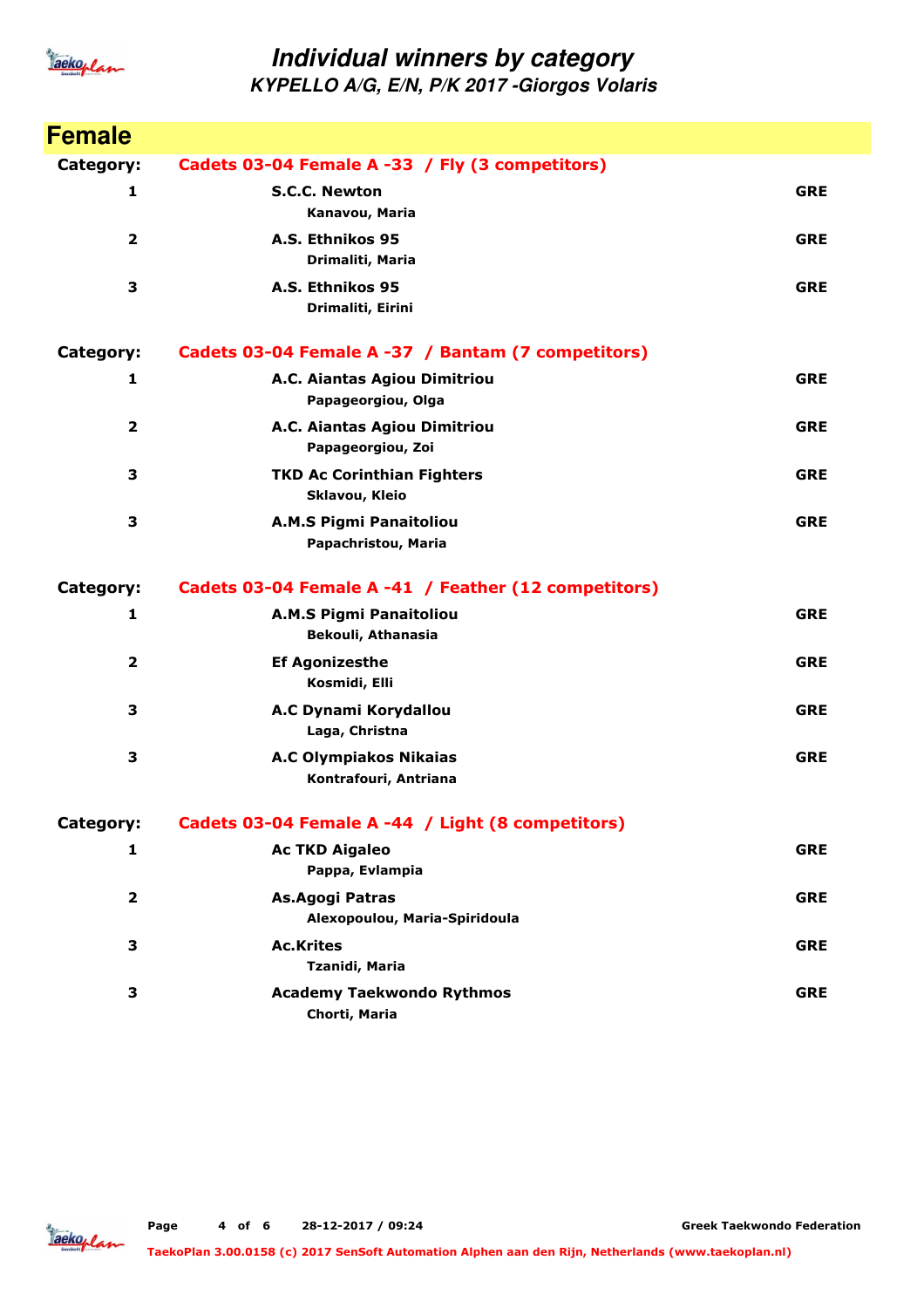# Individual winners by category

## KYPELLO A/G, E/N, P/K 2017 -Giorgos Volaris

## Female

**Category: Cadets 03-04 Female A -33 / Fly (3 competitors)**

| Place | Club / Name | Country |
|---|---|---|
| 1 | **S.C.C. Newton**<br>Kanavou, Maria | GRE |
| 2 | **A.S. Ethnikos 95**<br>Drimaliti, Maria | GRE |
| 3 | **A.S. Ethnikos 95**<br>Drimaliti, Eirini | GRE |

**Category: Cadets 03-04 Female A -37 / Bantam (7 competitors)**

| Place | Club / Name | Country |
|---|---|---|
| 1 | **A.C. Aiantas Agiou Dimitriou**<br>Papageorgiou, Olga | GRE |
| 2 | **A.C. Aiantas Agiou Dimitriou**<br>Papageorgiou, Zoi | GRE |
| 3 | **TKD Ac Corinthian Fighters**<br>Sklavou, Kleio | GRE |
| 3 | **A.M.S Pigmi Panaitoliou**<br>Papachristou, Maria | GRE |

**Category: Cadets 03-04 Female A -41 / Feather (12 competitors)**

| Place | Club / Name | Country |
|---|---|---|
| 1 | **A.M.S Pigmi Panaitoliou**<br>Bekouli, Athanasia | GRE |
| 2 | **Ef Agonizesthe**<br>Kosmidi, Elli | GRE |
| 3 | **A.C Dynami Korydallou**<br>Laga, Christna | GRE |
| 3 | **A.C Olympiakos Nikaias**<br>Kontrafouri, Antriana | GRE |

**Category: Cadets 03-04 Female A -44 / Light (8 competitors)**

| Place | Club / Name | Country |
|---|---|---|
| 1 | **Ac TKD Aigaleo**<br>Pappa, Evlampia | GRE |
| 2 | **As.Agogi Patras**<br>Alexopoulou, Maria-Spiridoula | GRE |
| 3 | **Ac.Krites**<br>Tzanidi, Maria | GRE |
| 3 | **Academy Taekwondo Rythmos**<br>Chorti, Maria | GRE |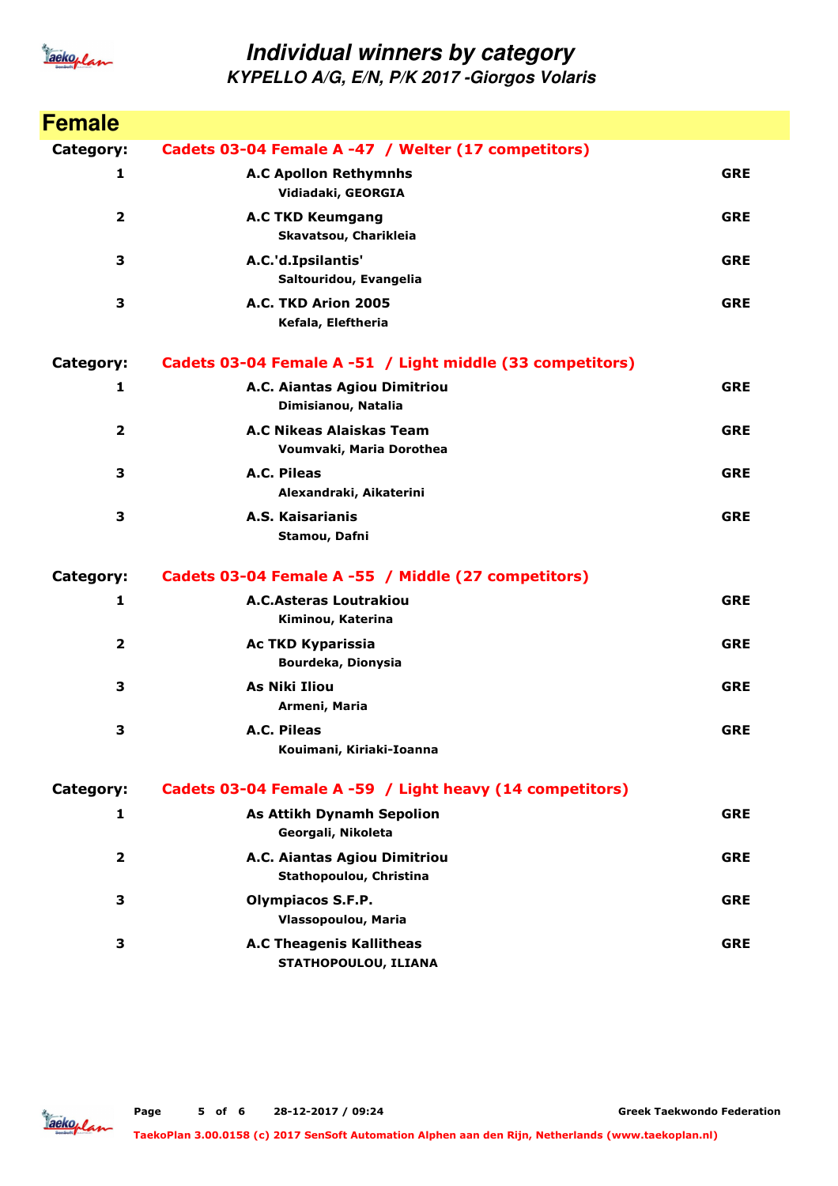# Individual winners by category

## KYPELLO A/G, E/N, P/K 2017 -Giorgos Volaris

## Female

**Category: Cadets 03-04 Female A -47 / Welter (17 competitors)**

| Place | Club / Name | Country |
|---|---|---|
| 1 | **A.C Apollon Rethymnhs**<br>Vidiadaki, GEORGIA | GRE |
| 2 | **A.C TKD Keumgang**<br>Skavatsou, Charikleia | GRE |
| 3 | **A.C.'d.Ipsilantis'**<br>Saltouridou, Evangelia | GRE |
| 3 | **A.C. TKD Arion 2005**<br>Kefala, Eleftheria | GRE |

**Category: Cadets 03-04 Female A -51 / Light middle (33 competitors)**

| Place | Club / Name | Country |
|---|---|---|
| 1 | **A.C. Aiantas Agiou Dimitriou**<br>Dimisianou, Natalia | GRE |
| 2 | **A.C Nikeas Alaiskas Team**<br>Voumvaki, Maria Dorothea | GRE |
| 3 | **A.C. Pileas**<br>Alexandraki, Aikaterini | GRE |
| 3 | **A.S. Kaisarianis**<br>Stamou, Dafni | GRE |

**Category: Cadets 03-04 Female A -55 / Middle (27 competitors)**

| Place | Club / Name | Country |
|---|---|---|
| 1 | **A.C.Asteras Loutrakiou**<br>Kiminou, Katerina | GRE |
| 2 | **Ac TKD Kyparissia**<br>Bourdeka, Dionysia | GRE |
| 3 | **As Niki Iliou**<br>Armeni, Maria | GRE |
| 3 | **A.C. Pileas**<br>Kouimani, Kiriaki-Ioanna | GRE |

**Category: Cadets 03-04 Female A -59 / Light heavy (14 competitors)**

| Place | Club / Name | Country |
|---|---|---|
| 1 | **As Attikh Dynamh Sepolion**<br>Georgali, Nikoleta | GRE |
| 2 | **A.C. Aiantas Agiou Dimitriou**<br>Stathopoulou, Christina | GRE |
| 3 | **Olympiacos S.F.P.**<br>Vlassopoulou, Maria | GRE |
| 3 | **A.C Theagenis Kallitheas**<br>STATHOPOULOU, ILIANA | GRE |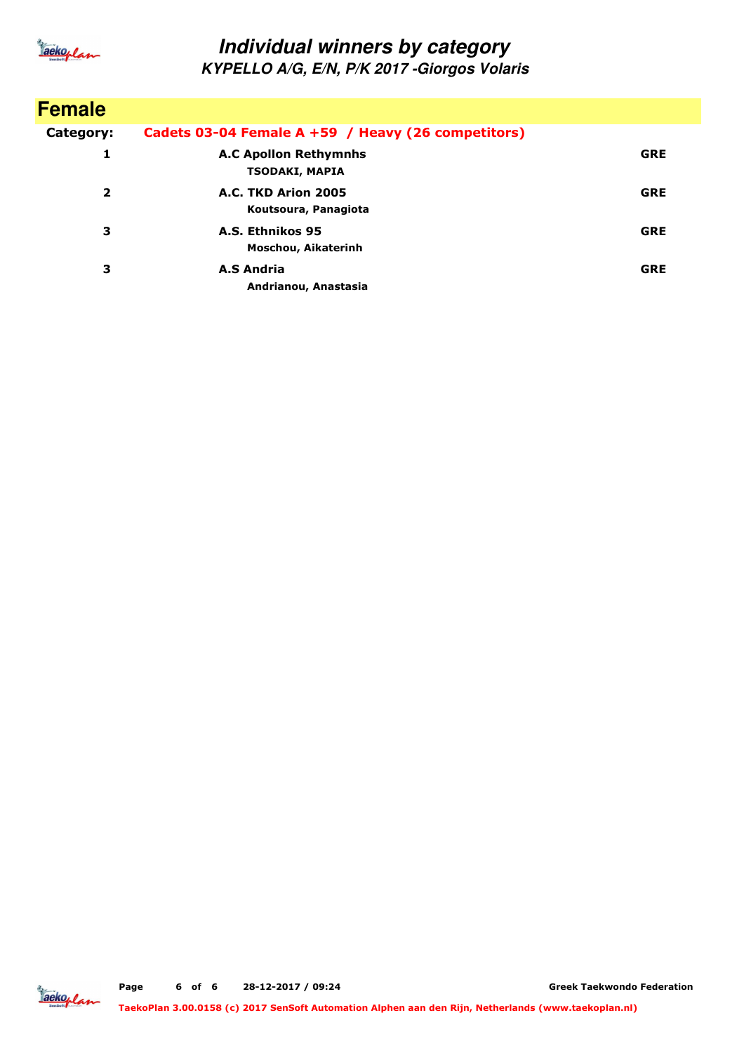# Individual winners by category

## KYPELLO A/G, E/N, P/K 2017 -Giorgos Volaris

## Female

**Category:** **Cadets 03-04 Female A +59 / Heavy (26 competitors)**

| | | |
|---|---|---|
| 1 | **A.C Apollon Rethymnhs**<br>TSODAKI, MAPIA | GRE |
| 2 | **A.C. TKD Arion 2005**<br>Koutsoura, Panagiota | GRE |
| 3 | **A.S. Ethnikos 95**<br>Moschou, Aikaterinh | GRE |
| 3 | **A.S Andria**<br>Andrianou, Anastasia | GRE |

28-12-2017 / 09:24

Greek Taekwondo Federation

TaekoPlan 3.00.0158 (c) 2017 SenSoft Automation Alphen aan den Rijn, Netherlands (www.taekoplan.nl)